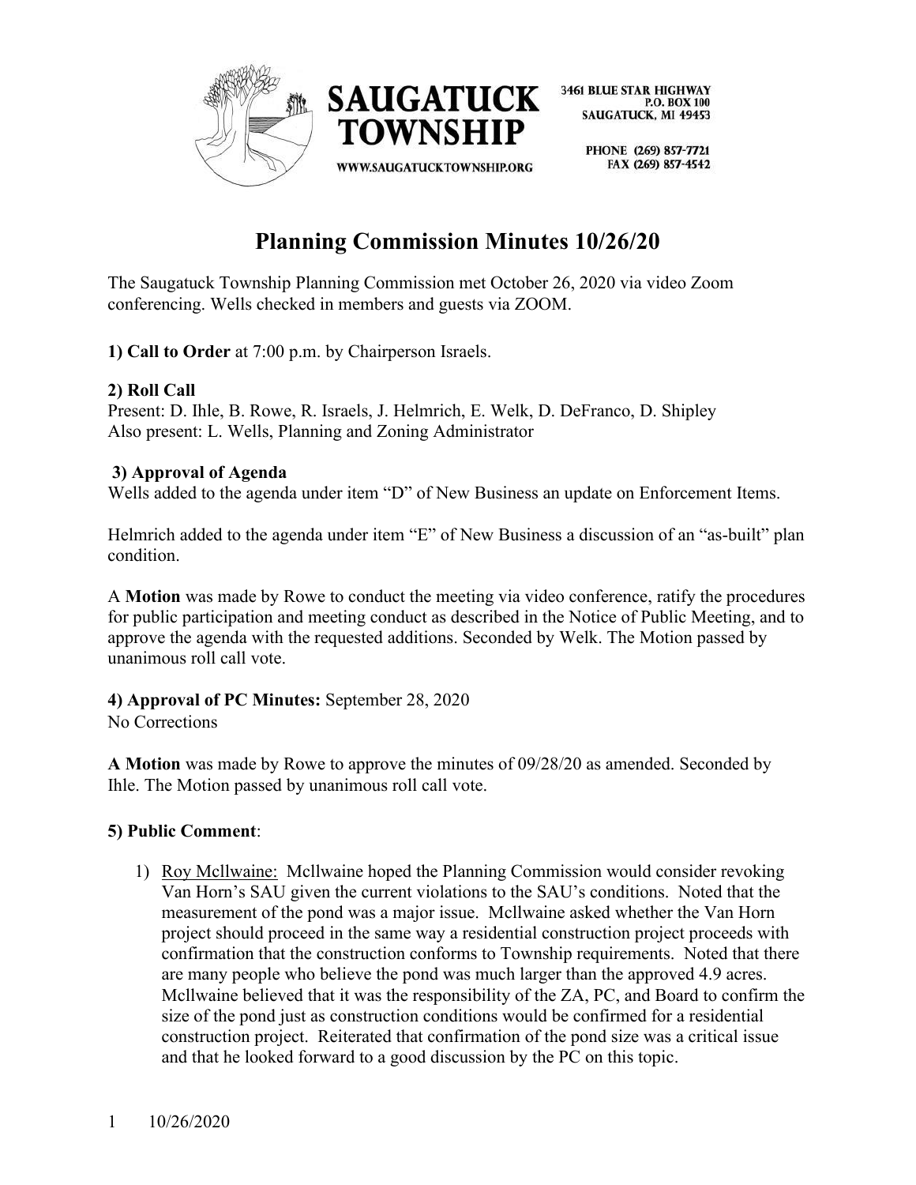SAUGATUCK TOWNSHIP

3461 BLUE STAR HIGHWAY
P.O. BOX 100
SAUGATUCK, MI 49453

PHONE (269) 857-7721
FAX (269) 857-4542

WWW.SAUGATUCKTOWNSHIP.ORG

# Planning Commission Minutes 10/26/20

The Saugatuck Township Planning Commission met October 26, 2020 via video Zoom conferencing. Wells checked in members and guests via ZOOM.

**1) Call to Order** at 7:00 p.m. by Chairperson Israels.

**2) Roll Call**
Present: D. Ihle, B. Rowe, R. Israels, J. Helmrich, E. Welk, D. DeFranco, D. Shipley
Also present: L. Wells, Planning and Zoning Administrator

**3) Approval of Agenda**
Wells added to the agenda under item "D" of New Business an update on Enforcement Items.

Helmrich added to the agenda under item "E" of New Business a discussion of an "as-built" plan condition.

A **Motion** was made by Rowe to conduct the meeting via video conference, ratify the procedures for public participation and meeting conduct as described in the Notice of Public Meeting, and to approve the agenda with the requested additions. Seconded by Welk. The Motion passed by unanimous roll call vote.

**4) Approval of PC Minutes:** September 28, 2020
No Corrections

**A Motion** was made by Rowe to approve the minutes of 09/28/20 as amended. Seconded by Ihle. The Motion passed by unanimous roll call vote.

**5) Public Comment**:

1) Roy Mcllwaine: Mcllwaine hoped the Planning Commission would consider revoking Van Horn's SAU given the current violations to the SAU's conditions. Noted that the measurement of the pond was a major issue. Mcllwaine asked whether the Van Horn project should proceed in the same way a residential construction project proceeds with confirmation that the construction conforms to Township requirements. Noted that there are many people who believe the pond was much larger than the approved 4.9 acres. Mcllwaine believed that it was the responsibility of the ZA, PC, and Board to confirm the size of the pond just as construction conditions would be confirmed for a residential construction project. Reiterated that confirmation of the pond size was a critical issue and that he looked forward to a good discussion by the PC on this topic.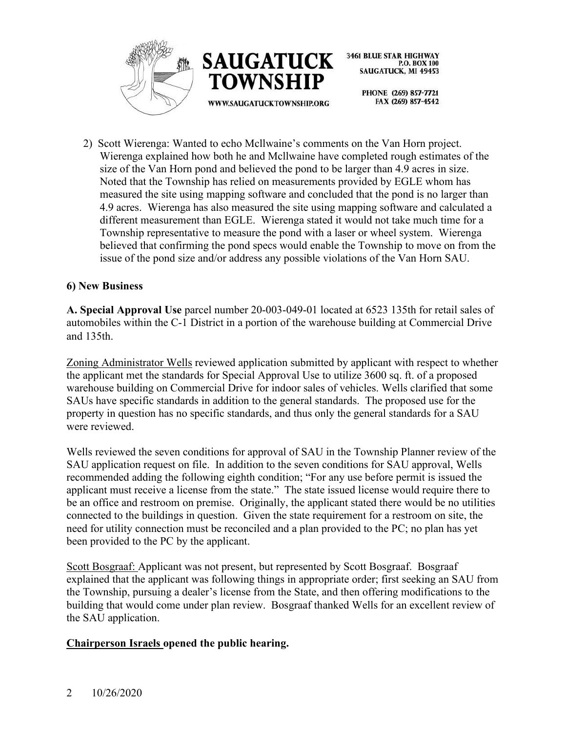2) Scott Wierenga: Wanted to echo McIlwaine's comments on the Van Horn project. Wierenga explained how both he and McIlwaine have completed rough estimates of the size of the Van Horn pond and believed the pond to be larger than 4.9 acres in size. Noted that the Township has relied on measurements provided by EGLE whom has measured the site using mapping software and concluded that the pond is no larger than 4.9 acres. Wierenga has also measured the site using mapping software and calculated a different measurement than EGLE. Wierenga stated it would not take much time for a Township representative to measure the pond with a laser or wheel system. Wierenga believed that confirming the pond specs would enable the Township to move on from the issue of the pond size and/or address any possible violations of the Van Horn SAU.

**6) New Business**

**A. Special Approval Use** parcel number 20-003-049-01 located at 6523 135th for retail sales of automobiles within the C-1 District in a portion of the warehouse building at Commercial Drive and 135th.

Zoning Administrator Wells reviewed application submitted by applicant with respect to whether the applicant met the standards for Special Approval Use to utilize 3600 sq. ft. of a proposed warehouse building on Commercial Drive for indoor sales of vehicles. Wells clarified that some SAUs have specific standards in addition to the general standards. The proposed use for the property in question has no specific standards, and thus only the general standards for a SAU were reviewed.

Wells reviewed the seven conditions for approval of SAU in the Township Planner review of the SAU application request on file. In addition to the seven conditions for SAU approval, Wells recommended adding the following eighth condition; "For any use before permit is issued the applicant must receive a license from the state." The state issued license would require there to be an office and restroom on premise. Originally, the applicant stated there would be no utilities connected to the buildings in question. Given the state requirement for a restroom on site, the need for utility connection must be reconciled and a plan provided to the PC; no plan has yet been provided to the PC by the applicant.

Scott Bosgraaf: Applicant was not present, but represented by Scott Bosgraaf. Bosgraaf explained that the applicant was following things in appropriate order; first seeking an SAU from the Township, pursuing a dealer's license from the State, and then offering modifications to the building that would come under plan review. Bosgraaf thanked Wells for an excellent review of the SAU application.

**Chairperson Israels opened the public hearing.**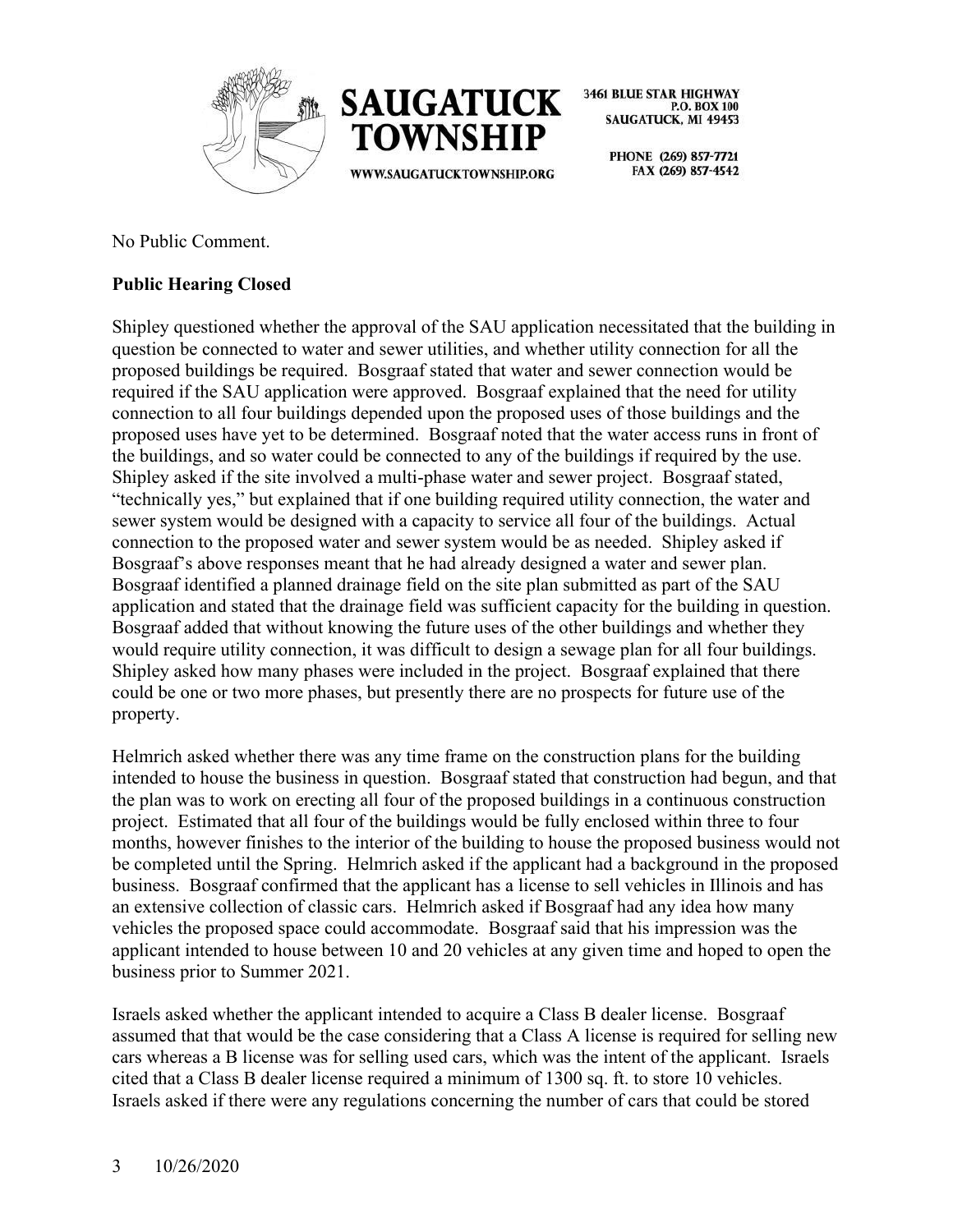No Public Comment.

**Public Hearing Closed**

Shipley questioned whether the approval of the SAU application necessitated that the building in question be connected to water and sewer utilities, and whether utility connection for all the proposed buildings be required. Bosgraaf stated that water and sewer connection would be required if the SAU application were approved. Bosgraaf explained that the need for utility connection to all four buildings depended upon the proposed uses of those buildings and the proposed uses have yet to be determined. Bosgraaf noted that the water access runs in front of the buildings, and so water could be connected to any of the buildings if required by the use. Shipley asked if the site involved a multi-phase water and sewer project. Bosgraaf stated, "technically yes," but explained that if one building required utility connection, the water and sewer system would be designed with a capacity to service all four of the buildings. Actual connection to the proposed water and sewer system would be as needed. Shipley asked if Bosgraaf's above responses meant that he had already designed a water and sewer plan. Bosgraaf identified a planned drainage field on the site plan submitted as part of the SAU application and stated that the drainage field was sufficient capacity for the building in question. Bosgraaf added that without knowing the future uses of the other buildings and whether they would require utility connection, it was difficult to design a sewage plan for all four buildings. Shipley asked how many phases were included in the project. Bosgraaf explained that there could be one or two more phases, but presently there are no prospects for future use of the property.

Helmrich asked whether there was any time frame on the construction plans for the building intended to house the business in question. Bosgraaf stated that construction had begun, and that the plan was to work on erecting all four of the proposed buildings in a continuous construction project. Estimated that all four of the buildings would be fully enclosed within three to four months, however finishes to the interior of the building to house the proposed business would not be completed until the Spring. Helmrich asked if the applicant had a background in the proposed business. Bosgraaf confirmed that the applicant has a license to sell vehicles in Illinois and has an extensive collection of classic cars. Helmrich asked if Bosgraaf had any idea how many vehicles the proposed space could accommodate. Bosgraaf said that his impression was the applicant intended to house between 10 and 20 vehicles at any given time and hoped to open the business prior to Summer 2021.

Israels asked whether the applicant intended to acquire a Class B dealer license. Bosgraaf assumed that that would be the case considering that a Class A license is required for selling new cars whereas a B license was for selling used cars, which was the intent of the applicant. Israels cited that a Class B dealer license required a minimum of 1300 sq. ft. to store 10 vehicles. Israels asked if there were any regulations concerning the number of cars that could be stored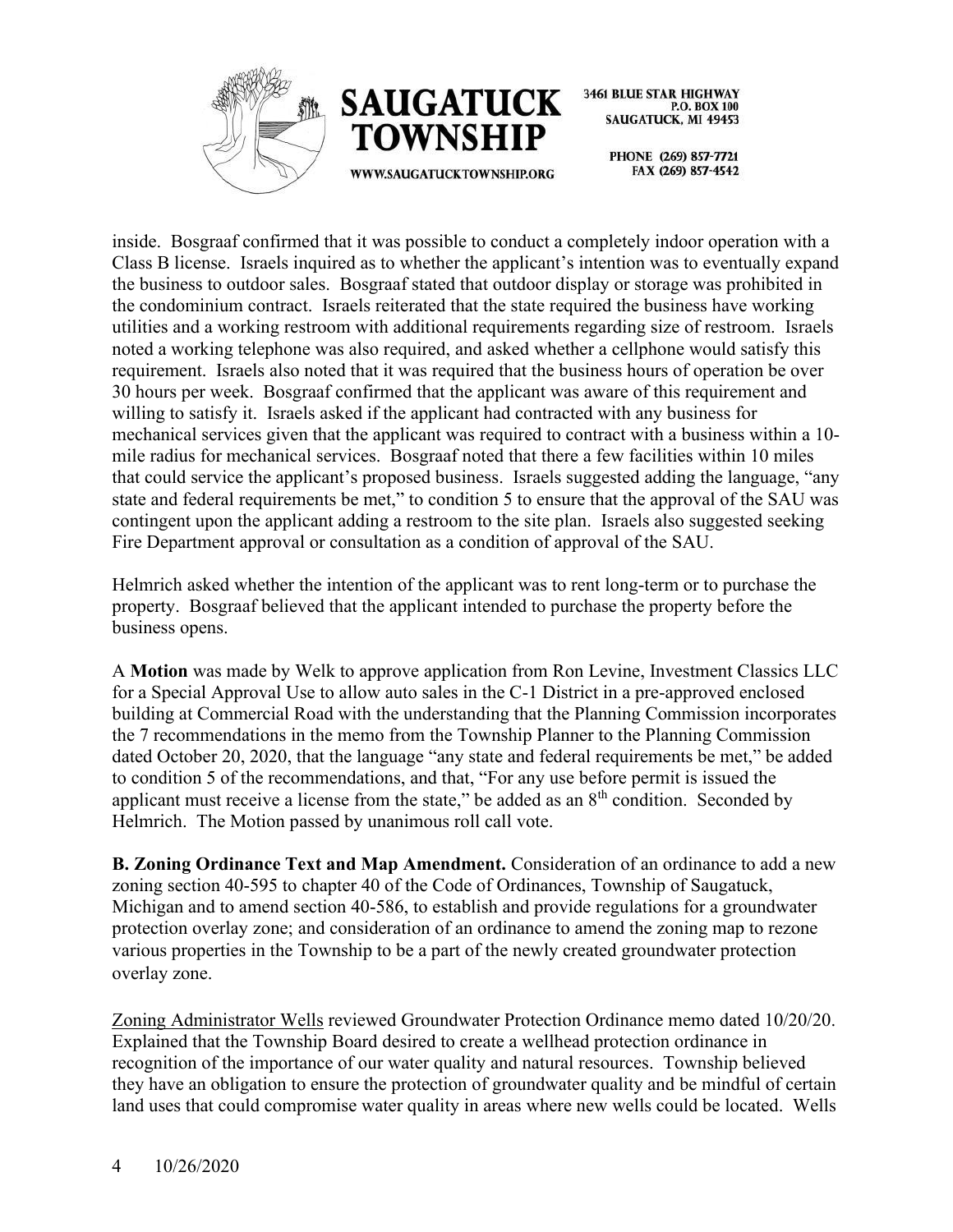inside. Bosgraaf confirmed that it was possible to conduct a completely indoor operation with a Class B license. Israels inquired as to whether the applicant's intention was to eventually expand the business to outdoor sales. Bosgraaf stated that outdoor display or storage was prohibited in the condominium contract. Israels reiterated that the state required the business have working utilities and a working restroom with additional requirements regarding size of restroom. Israels noted a working telephone was also required, and asked whether a cellphone would satisfy this requirement. Israels also noted that it was required that the business hours of operation be over 30 hours per week. Bosgraaf confirmed that the applicant was aware of this requirement and willing to satisfy it. Israels asked if the applicant had contracted with any business for mechanical services given that the applicant was required to contract with a business within a 10-mile radius for mechanical services. Bosgraaf noted that there a few facilities within 10 miles that could service the applicant's proposed business. Israels suggested adding the language, "any state and federal requirements be met," to condition 5 to ensure that the approval of the SAU was contingent upon the applicant adding a restroom to the site plan. Israels also suggested seeking Fire Department approval or consultation as a condition of approval of the SAU.

Helmrich asked whether the intention of the applicant was to rent long-term or to purchase the property. Bosgraaf believed that the applicant intended to purchase the property before the business opens.

A **Motion** was made by Welk to approve application from Ron Levine, Investment Classics LLC for a Special Approval Use to allow auto sales in the C-1 District in a pre-approved enclosed building at Commercial Road with the understanding that the Planning Commission incorporates the 7 recommendations in the memo from the Township Planner to the Planning Commission dated October 20, 2020, that the language "any state and federal requirements be met," be added to condition 5 of the recommendations, and that, "For any use before permit is issued the applicant must receive a license from the state," be added as an 8th condition. Seconded by Helmrich. The Motion passed by unanimous roll call vote.

**B. Zoning Ordinance Text and Map Amendment.** Consideration of an ordinance to add a new zoning section 40-595 to chapter 40 of the Code of Ordinances, Township of Saugatuck, Michigan and to amend section 40-586, to establish and provide regulations for a groundwater protection overlay zone; and consideration of an ordinance to amend the zoning map to rezone various properties in the Township to be a part of the newly created groundwater protection overlay zone.

<u>Zoning Administrator Wells</u> reviewed Groundwater Protection Ordinance memo dated 10/20/20. Explained that the Township Board desired to create a wellhead protection ordinance in recognition of the importance of our water quality and natural resources. Township believed they have an obligation to ensure the protection of groundwater quality and be mindful of certain land uses that could compromise water quality in areas where new wells could be located. Wells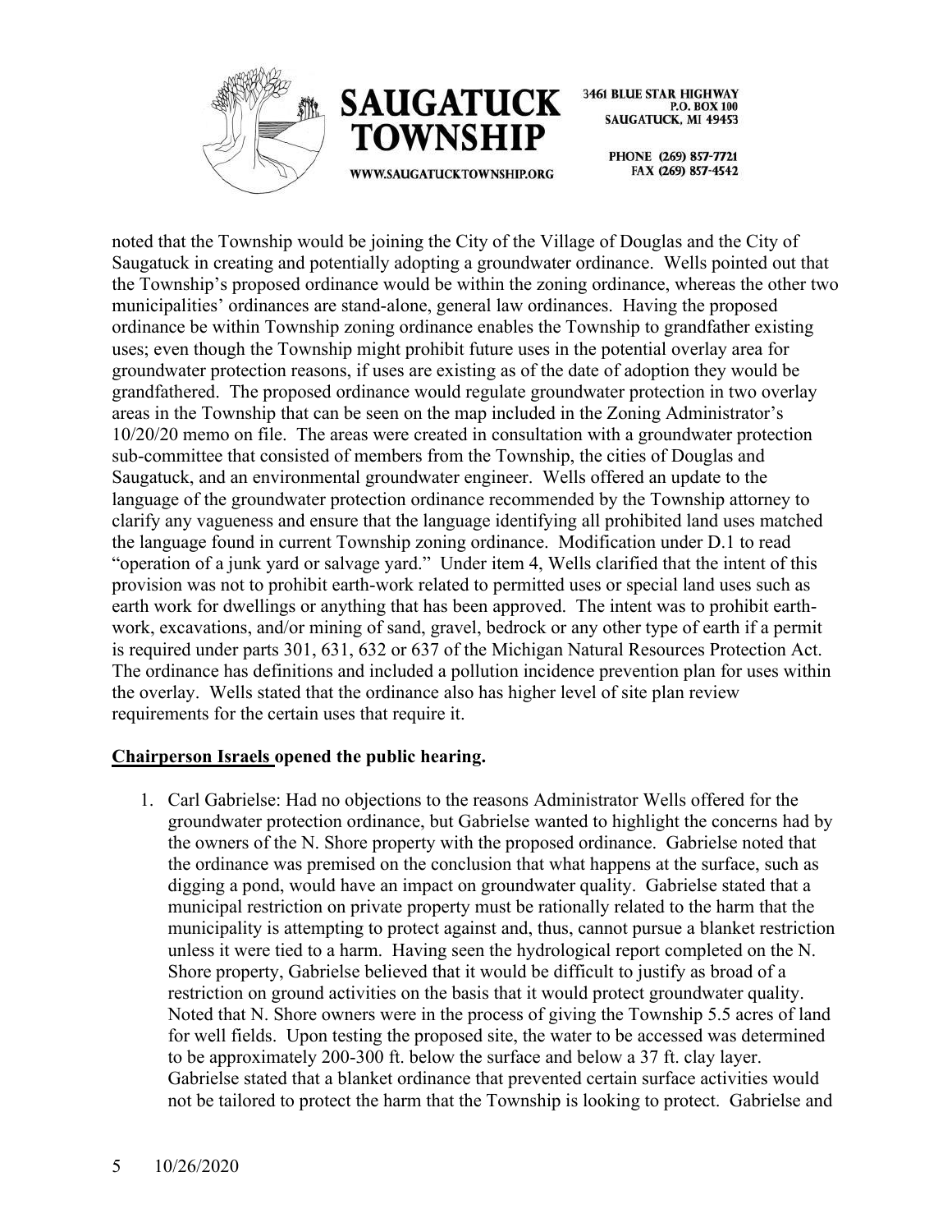noted that the Township would be joining the City of the Village of Douglas and the City of Saugatuck in creating and potentially adopting a groundwater ordinance. Wells pointed out that the Township's proposed ordinance would be within the zoning ordinance, whereas the other two municipalities' ordinances are stand-alone, general law ordinances. Having the proposed ordinance be within Township zoning ordinance enables the Township to grandfather existing uses; even though the Township might prohibit future uses in the potential overlay area for groundwater protection reasons, if uses are existing as of the date of adoption they would be grandfathered. The proposed ordinance would regulate groundwater protection in two overlay areas in the Township that can be seen on the map included in the Zoning Administrator's 10/20/20 memo on file. The areas were created in consultation with a groundwater protection sub-committee that consisted of members from the Township, the cities of Douglas and Saugatuck, and an environmental groundwater engineer. Wells offered an update to the language of the groundwater protection ordinance recommended by the Township attorney to clarify any vagueness and ensure that the language identifying all prohibited land uses matched the language found in current Township zoning ordinance. Modification under D.1 to read "operation of a junk yard or salvage yard." Under item 4, Wells clarified that the intent of this provision was not to prohibit earth-work related to permitted uses or special land uses such as earth work for dwellings or anything that has been approved. The intent was to prohibit earth-work, excavations, and/or mining of sand, gravel, bedrock or any other type of earth if a permit is required under parts 301, 631, 632 or 637 of the Michigan Natural Resources Protection Act. The ordinance has definitions and included a pollution incidence prevention plan for uses within the overlay. Wells stated that the ordinance also has higher level of site plan review requirements for the certain uses that require it.

**Chairperson Israels opened the public hearing.**

1. Carl Gabrielse: Had no objections to the reasons Administrator Wells offered for the groundwater protection ordinance, but Gabrielse wanted to highlight the concerns had by the owners of the N. Shore property with the proposed ordinance. Gabrielse noted that the ordinance was premised on the conclusion that what happens at the surface, such as digging a pond, would have an impact on groundwater quality. Gabrielse stated that a municipal restriction on private property must be rationally related to the harm that the municipality is attempting to protect against and, thus, cannot pursue a blanket restriction unless it were tied to a harm. Having seen the hydrological report completed on the N. Shore property, Gabrielse believed that it would be difficult to justify as broad of a restriction on ground activities on the basis that it would protect groundwater quality. Noted that N. Shore owners were in the process of giving the Township 5.5 acres of land for well fields. Upon testing the proposed site, the water to be accessed was determined to be approximately 200-300 ft. below the surface and below a 37 ft. clay layer. Gabrielse stated that a blanket ordinance that prevented certain surface activities would not be tailored to protect the harm that the Township is looking to protect. Gabrielse and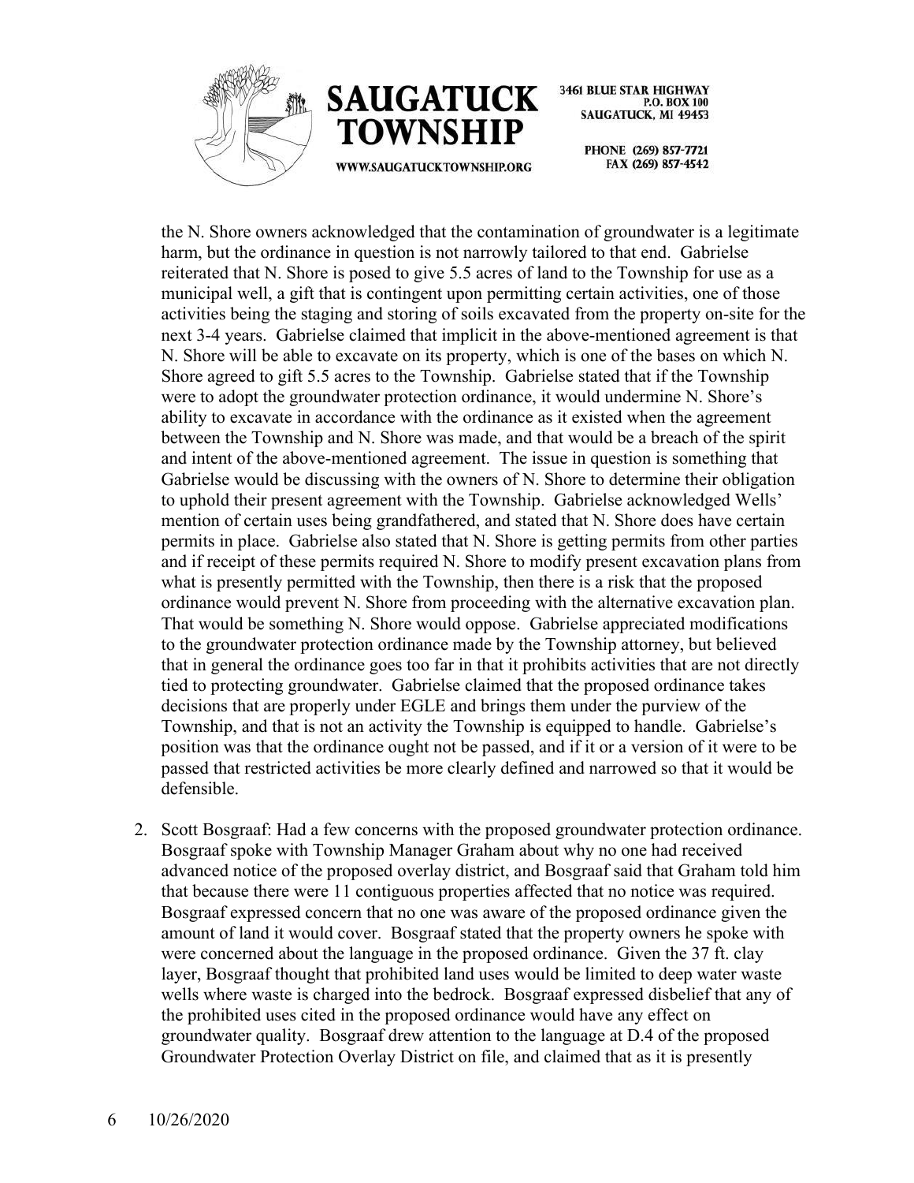the N. Shore owners acknowledged that the contamination of groundwater is a legitimate harm, but the ordinance in question is not narrowly tailored to that end. Gabrielse reiterated that N. Shore is posed to give 5.5 acres of land to the Township for use as a municipal well, a gift that is contingent upon permitting certain activities, one of those activities being the staging and storing of soils excavated from the property on-site for the next 3-4 years. Gabrielse claimed that implicit in the above-mentioned agreement is that N. Shore will be able to excavate on its property, which is one of the bases on which N. Shore agreed to gift 5.5 acres to the Township. Gabrielse stated that if the Township were to adopt the groundwater protection ordinance, it would undermine N. Shore's ability to excavate in accordance with the ordinance as it existed when the agreement between the Township and N. Shore was made, and that would be a breach of the spirit and intent of the above-mentioned agreement. The issue in question is something that Gabrielse would be discussing with the owners of N. Shore to determine their obligation to uphold their present agreement with the Township. Gabrielse acknowledged Wells' mention of certain uses being grandfathered, and stated that N. Shore does have certain permits in place. Gabrielse also stated that N. Shore is getting permits from other parties and if receipt of these permits required N. Shore to modify present excavation plans from what is presently permitted with the Township, then there is a risk that the proposed ordinance would prevent N. Shore from proceeding with the alternative excavation plan. That would be something N. Shore would oppose. Gabrielse appreciated modifications to the groundwater protection ordinance made by the Township attorney, but believed that in general the ordinance goes too far in that it prohibits activities that are not directly tied to protecting groundwater. Gabrielse claimed that the proposed ordinance takes decisions that are properly under EGLE and brings them under the purview of the Township, and that is not an activity the Township is equipped to handle. Gabrielse's position was that the ordinance ought not be passed, and if it or a version of it were to be passed that restricted activities be more clearly defined and narrowed so that it would be defensible.

2. Scott Bosgraaf: Had a few concerns with the proposed groundwater protection ordinance. Bosgraaf spoke with Township Manager Graham about why no one had received advanced notice of the proposed overlay district, and Bosgraaf said that Graham told him that because there were 11 contiguous properties affected that no notice was required. Bosgraaf expressed concern that no one was aware of the proposed ordinance given the amount of land it would cover. Bosgraaf stated that the property owners he spoke with were concerned about the language in the proposed ordinance. Given the 37 ft. clay layer, Bosgraaf thought that prohibited land uses would be limited to deep water waste wells where waste is charged into the bedrock. Bosgraaf expressed disbelief that any of the prohibited uses cited in the proposed ordinance would have any effect on groundwater quality. Bosgraaf drew attention to the language at D.4 of the proposed Groundwater Protection Overlay District on file, and claimed that as it is presently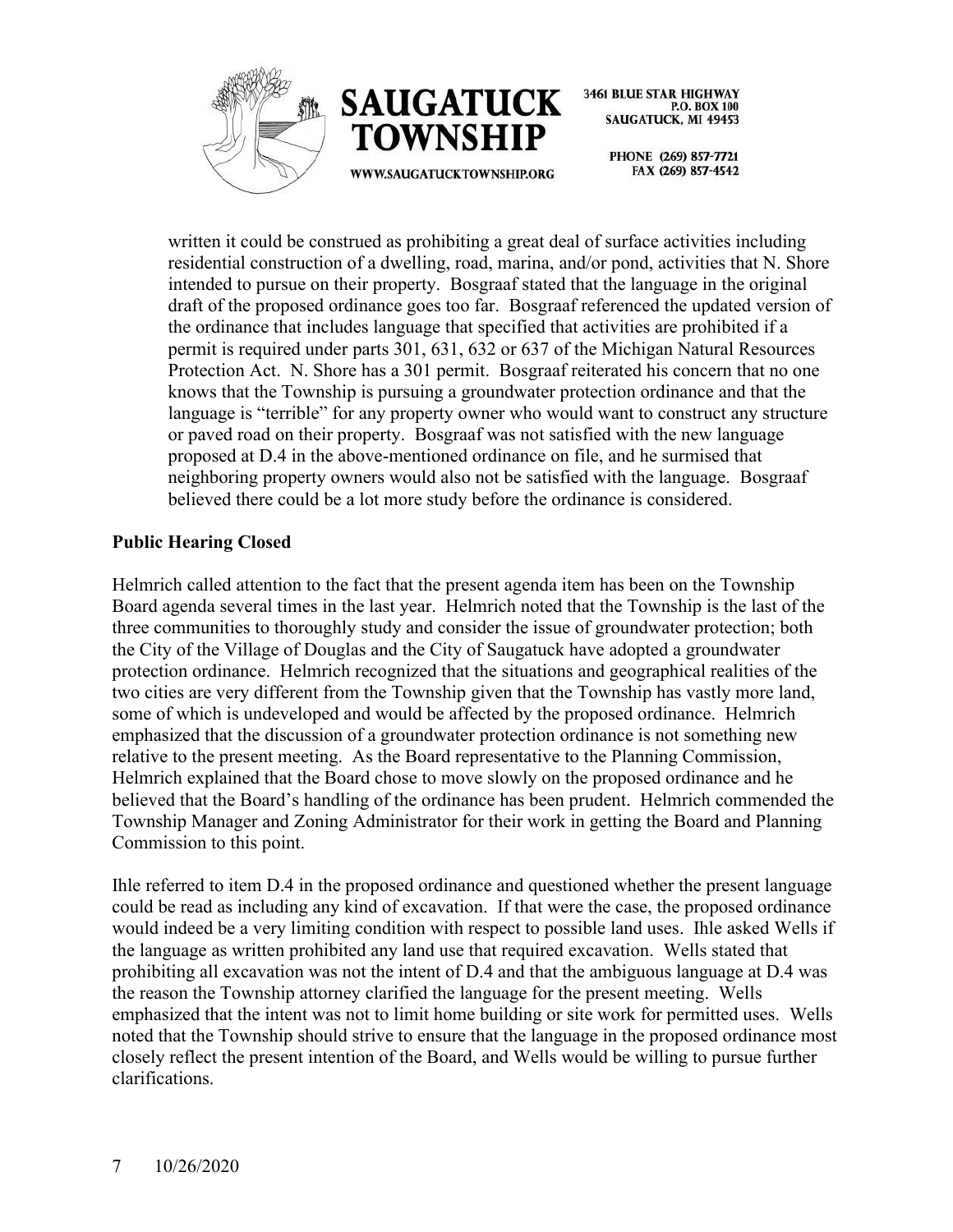written it could be construed as prohibiting a great deal of surface activities including residential construction of a dwelling, road, marina, and/or pond, activities that N. Shore intended to pursue on their property. Bosgraaf stated that the language in the original draft of the proposed ordinance goes too far. Bosgraaf referenced the updated version of the ordinance that includes language that specified that activities are prohibited if a permit is required under parts 301, 631, 632 or 637 of the Michigan Natural Resources Protection Act. N. Shore has a 301 permit. Bosgraaf reiterated his concern that no one knows that the Township is pursuing a groundwater protection ordinance and that the language is "terrible" for any property owner who would want to construct any structure or paved road on their property. Bosgraaf was not satisfied with the new language proposed at D.4 in the above-mentioned ordinance on file, and he surmised that neighboring property owners would also not be satisfied with the language. Bosgraaf believed there could be a lot more study before the ordinance is considered.

**Public Hearing Closed**

Helmrich called attention to the fact that the present agenda item has been on the Township Board agenda several times in the last year. Helmrich noted that the Township is the last of the three communities to thoroughly study and consider the issue of groundwater protection; both the City of the Village of Douglas and the City of Saugatuck have adopted a groundwater protection ordinance. Helmrich recognized that the situations and geographical realities of the two cities are very different from the Township given that the Township has vastly more land, some of which is undeveloped and would be affected by the proposed ordinance. Helmrich emphasized that the discussion of a groundwater protection ordinance is not something new relative to the present meeting. As the Board representative to the Planning Commission, Helmrich explained that the Board chose to move slowly on the proposed ordinance and he believed that the Board's handling of the ordinance has been prudent. Helmrich commended the Township Manager and Zoning Administrator for their work in getting the Board and Planning Commission to this point.

Ihle referred to item D.4 in the proposed ordinance and questioned whether the present language could be read as including any kind of excavation. If that were the case, the proposed ordinance would indeed be a very limiting condition with respect to possible land uses. Ihle asked Wells if the language as written prohibited any land use that required excavation. Wells stated that prohibiting all excavation was not the intent of D.4 and that the ambiguous language at D.4 was the reason the Township attorney clarified the language for the present meeting. Wells emphasized that the intent was not to limit home building or site work for permitted uses. Wells noted that the Township should strive to ensure that the language in the proposed ordinance most closely reflect the present intention of the Board, and Wells would be willing to pursue further clarifications.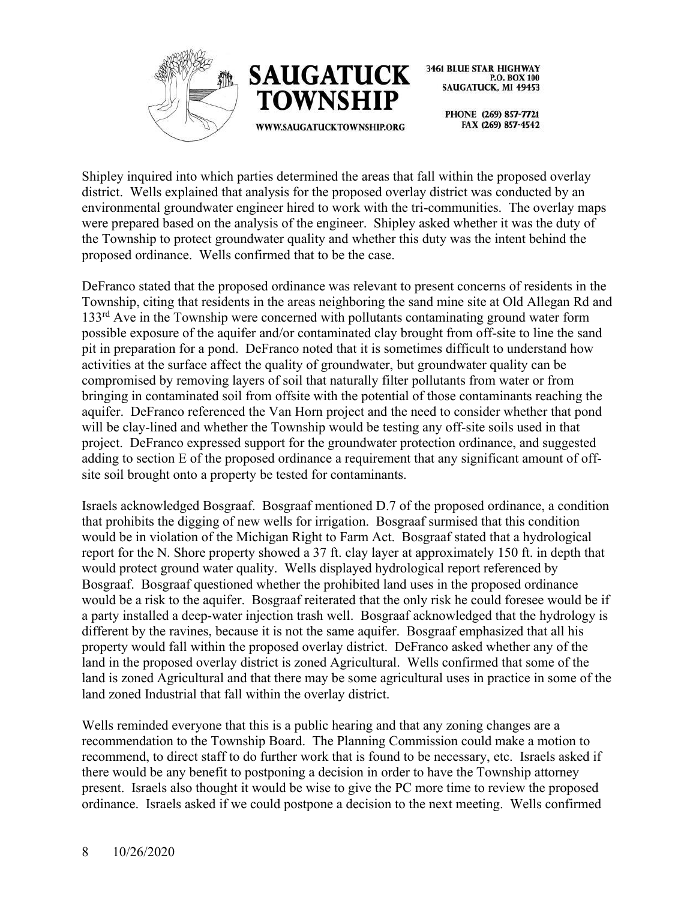Shipley inquired into which parties determined the areas that fall within the proposed overlay district. Wells explained that analysis for the proposed overlay district was conducted by an environmental groundwater engineer hired to work with the tri-communities. The overlay maps were prepared based on the analysis of the engineer. Shipley asked whether it was the duty of the Township to protect groundwater quality and whether this duty was the intent behind the proposed ordinance. Wells confirmed that to be the case.

DeFranco stated that the proposed ordinance was relevant to present concerns of residents in the Township, citing that residents in the areas neighboring the sand mine site at Old Allegan Rd and 133rd Ave in the Township were concerned with pollutants contaminating ground water form possible exposure of the aquifer and/or contaminated clay brought from off-site to line the sand pit in preparation for a pond. DeFranco noted that it is sometimes difficult to understand how activities at the surface affect the quality of groundwater, but groundwater quality can be compromised by removing layers of soil that naturally filter pollutants from water or from bringing in contaminated soil from offsite with the potential of those contaminants reaching the aquifer. DeFranco referenced the Van Horn project and the need to consider whether that pond will be clay-lined and whether the Township would be testing any off-site soils used in that project. DeFranco expressed support for the groundwater protection ordinance, and suggested adding to section E of the proposed ordinance a requirement that any significant amount of off-site soil brought onto a property be tested for contaminants.

Israels acknowledged Bosgraaf. Bosgraaf mentioned D.7 of the proposed ordinance, a condition that prohibits the digging of new wells for irrigation. Bosgraaf surmised that this condition would be in violation of the Michigan Right to Farm Act. Bosgraaf stated that a hydrological report for the N. Shore property showed a 37 ft. clay layer at approximately 150 ft. in depth that would protect ground water quality. Wells displayed hydrological report referenced by Bosgraaf. Bosgraaf questioned whether the prohibited land uses in the proposed ordinance would be a risk to the aquifer. Bosgraaf reiterated that the only risk he could foresee would be if a party installed a deep-water injection trash well. Bosgraaf acknowledged that the hydrology is different by the ravines, because it is not the same aquifer. Bosgraaf emphasized that all his property would fall within the proposed overlay district. DeFranco asked whether any of the land in the proposed overlay district is zoned Agricultural. Wells confirmed that some of the land is zoned Agricultural and that there may be some agricultural uses in practice in some of the land zoned Industrial that fall within the overlay district.

Wells reminded everyone that this is a public hearing and that any zoning changes are a recommendation to the Township Board. The Planning Commission could make a motion to recommend, to direct staff to do further work that is found to be necessary, etc. Israels asked if there would be any benefit to postponing a decision in order to have the Township attorney present. Israels also thought it would be wise to give the PC more time to review the proposed ordinance. Israels asked if we could postpone a decision to the next meeting. Wells confirmed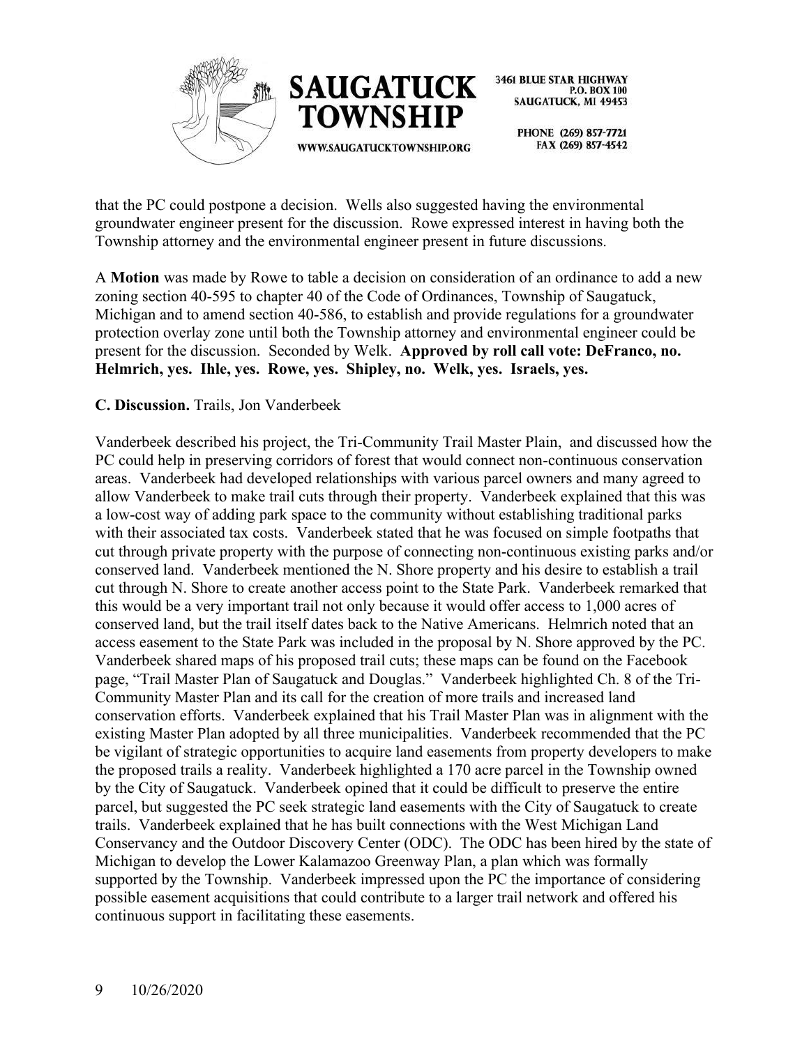that the PC could postpone a decision. Wells also suggested having the environmental groundwater engineer present for the discussion. Rowe expressed interest in having both the Township attorney and the environmental engineer present in future discussions.

A **Motion** was made by Rowe to table a decision on consideration of an ordinance to add a new zoning section 40-595 to chapter 40 of the Code of Ordinances, Township of Saugatuck, Michigan and to amend section 40-586, to establish and provide regulations for a groundwater protection overlay zone until both the Township attorney and environmental engineer could be present for the discussion. Seconded by Welk. **Approved by roll call vote: DeFranco, no. Helmrich, yes. Ihle, yes. Rowe, yes. Shipley, no. Welk, yes. Israels, yes.**

**C. Discussion.** Trails, Jon Vanderbeek

Vanderbeek described his project, the Tri-Community Trail Master Plain, and discussed how the PC could help in preserving corridors of forest that would connect non-continuous conservation areas. Vanderbeek had developed relationships with various parcel owners and many agreed to allow Vanderbeek to make trail cuts through their property. Vanderbeek explained that this was a low-cost way of adding park space to the community without establishing traditional parks with their associated tax costs. Vanderbeek stated that he was focused on simple footpaths that cut through private property with the purpose of connecting non-continuous existing parks and/or conserved land. Vanderbeek mentioned the N. Shore property and his desire to establish a trail cut through N. Shore to create another access point to the State Park. Vanderbeek remarked that this would be a very important trail not only because it would offer access to 1,000 acres of conserved land, but the trail itself dates back to the Native Americans. Helmrich noted that an access easement to the State Park was included in the proposal by N. Shore approved by the PC. Vanderbeek shared maps of his proposed trail cuts; these maps can be found on the Facebook page, "Trail Master Plan of Saugatuck and Douglas." Vanderbeek highlighted Ch. 8 of the Tri-Community Master Plan and its call for the creation of more trails and increased land conservation efforts. Vanderbeek explained that his Trail Master Plan was in alignment with the existing Master Plan adopted by all three municipalities. Vanderbeek recommended that the PC be vigilant of strategic opportunities to acquire land easements from property developers to make the proposed trails a reality. Vanderbeek highlighted a 170 acre parcel in the Township owned by the City of Saugatuck. Vanderbeek opined that it could be difficult to preserve the entire parcel, but suggested the PC seek strategic land easements with the City of Saugatuck to create trails. Vanderbeek explained that he has built connections with the West Michigan Land Conservancy and the Outdoor Discovery Center (ODC). The ODC has been hired by the state of Michigan to develop the Lower Kalamazoo Greenway Plan, a plan which was formally supported by the Township. Vanderbeek impressed upon the PC the importance of considering possible easement acquisitions that could contribute to a larger trail network and offered his continuous support in facilitating these easements.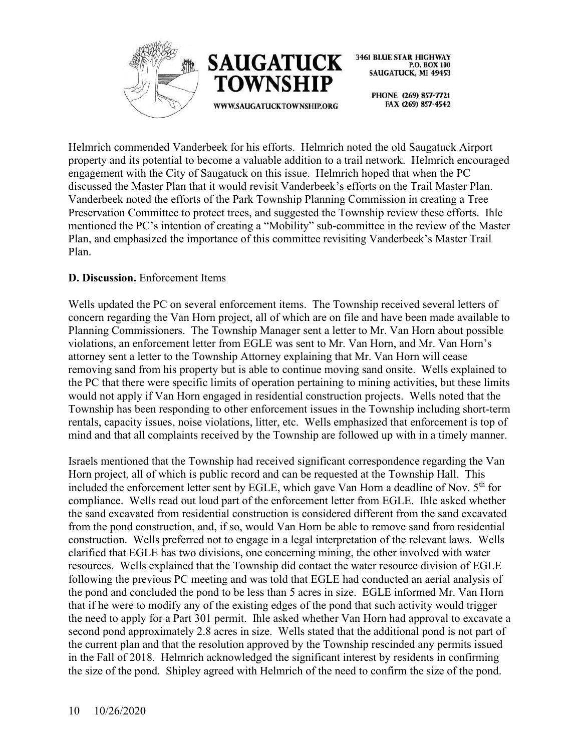Helmrich commended Vanderbeek for his efforts. Helmrich noted the old Saugatuck Airport property and its potential to become a valuable addition to a trail network. Helmrich encouraged engagement with the City of Saugatuck on this issue. Helmrich hoped that when the PC discussed the Master Plan that it would revisit Vanderbeek's efforts on the Trail Master Plan. Vanderbeek noted the efforts of the Park Township Planning Commission in creating a Tree Preservation Committee to protect trees, and suggested the Township review these efforts. Ihle mentioned the PC's intention of creating a "Mobility" sub-committee in the review of the Master Plan, and emphasized the importance of this committee revisiting Vanderbeek's Master Trail Plan.

**D. Discussion.** Enforcement Items

Wells updated the PC on several enforcement items. The Township received several letters of concern regarding the Van Horn project, all of which are on file and have been made available to Planning Commissioners. The Township Manager sent a letter to Mr. Van Horn about possible violations, an enforcement letter from EGLE was sent to Mr. Van Horn, and Mr. Van Horn's attorney sent a letter to the Township Attorney explaining that Mr. Van Horn will cease removing sand from his property but is able to continue moving sand onsite. Wells explained to the PC that there were specific limits of operation pertaining to mining activities, but these limits would not apply if Van Horn engaged in residential construction projects. Wells noted that the Township has been responding to other enforcement issues in the Township including short-term rentals, capacity issues, noise violations, litter, etc. Wells emphasized that enforcement is top of mind and that all complaints received by the Township are followed up with in a timely manner.

Israels mentioned that the Township had received significant correspondence regarding the Van Horn project, all of which is public record and can be requested at the Township Hall. This included the enforcement letter sent by EGLE, which gave Van Horn a deadline of Nov. 5th for compliance. Wells read out loud part of the enforcement letter from EGLE. Ihle asked whether the sand excavated from residential construction is considered different from the sand excavated from the pond construction, and, if so, would Van Horn be able to remove sand from residential construction. Wells preferred not to engage in a legal interpretation of the relevant laws. Wells clarified that EGLE has two divisions, one concerning mining, the other involved with water resources. Wells explained that the Township did contact the water resource division of EGLE following the previous PC meeting and was told that EGLE had conducted an aerial analysis of the pond and concluded the pond to be less than 5 acres in size. EGLE informed Mr. Van Horn that if he were to modify any of the existing edges of the pond that such activity would trigger the need to apply for a Part 301 permit. Ihle asked whether Van Horn had approval to excavate a second pond approximately 2.8 acres in size. Wells stated that the additional pond is not part of the current plan and that the resolution approved by the Township rescinded any permits issued in the Fall of 2018. Helmrich acknowledged the significant interest by residents in confirming the size of the pond. Shipley agreed with Helmrich of the need to confirm the size of the pond.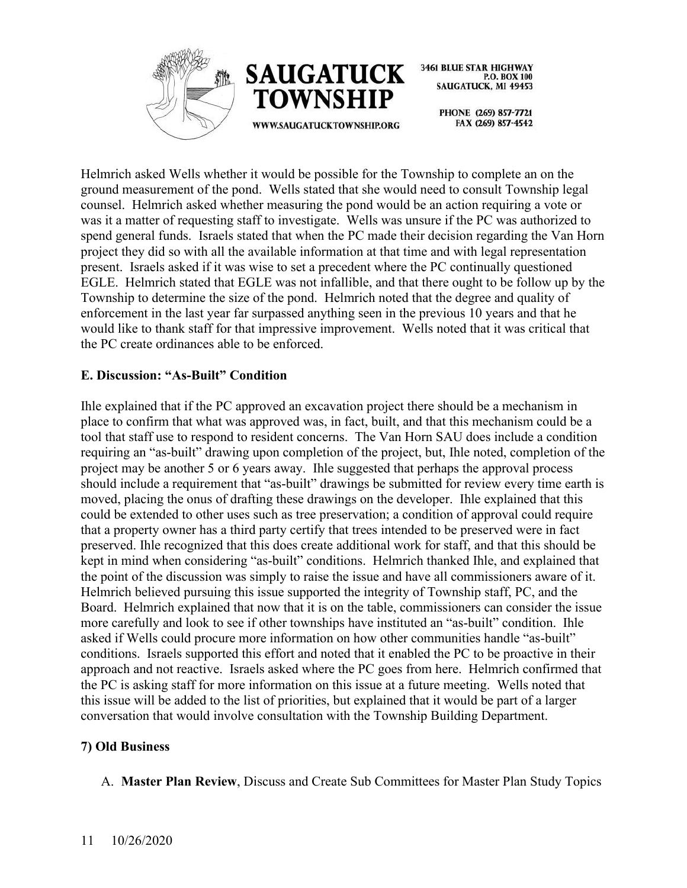Helmrich asked Wells whether it would be possible for the Township to complete an on the ground measurement of the pond. Wells stated that she would need to consult Township legal counsel. Helmrich asked whether measuring the pond would be an action requiring a vote or was it a matter of requesting staff to investigate. Wells was unsure if the PC was authorized to spend general funds. Israels stated that when the PC made their decision regarding the Van Horn project they did so with all the available information at that time and with legal representation present. Israels asked if it was wise to set a precedent where the PC continually questioned EGLE. Helmrich stated that EGLE was not infallible, and that there ought to be follow up by the Township to determine the size of the pond. Helmrich noted that the degree and quality of enforcement in the last year far surpassed anything seen in the previous 10 years and that he would like to thank staff for that impressive improvement. Wells noted that it was critical that the PC create ordinances able to be enforced.

**E. Discussion: "As-Built" Condition**

Ihle explained that if the PC approved an excavation project there should be a mechanism in place to confirm that what was approved was, in fact, built, and that this mechanism could be a tool that staff use to respond to resident concerns. The Van Horn SAU does include a condition requiring an "as-built" drawing upon completion of the project, but, Ihle noted, completion of the project may be another 5 or 6 years away. Ihle suggested that perhaps the approval process should include a requirement that "as-built" drawings be submitted for review every time earth is moved, placing the onus of drafting these drawings on the developer. Ihle explained that this could be extended to other uses such as tree preservation; a condition of approval could require that a property owner has a third party certify that trees intended to be preserved were in fact preserved. Ihle recognized that this does create additional work for staff, and that this should be kept in mind when considering "as-built" conditions. Helmrich thanked Ihle, and explained that the point of the discussion was simply to raise the issue and have all commissioners aware of it. Helmrich believed pursuing this issue supported the integrity of Township staff, PC, and the Board. Helmrich explained that now that it is on the table, commissioners can consider the issue more carefully and look to see if other townships have instituted an "as-built" condition. Ihle asked if Wells could procure more information on how other communities handle "as-built" conditions. Israels supported this effort and noted that it enabled the PC to be proactive in their approach and not reactive. Israels asked where the PC goes from here. Helmrich confirmed that the PC is asking staff for more information on this issue at a future meeting. Wells noted that this issue will be added to the list of priorities, but explained that it would be part of a larger conversation that would involve consultation with the Township Building Department.

**7) Old Business**

A. **Master Plan Review**, Discuss and Create Sub Committees for Master Plan Study Topics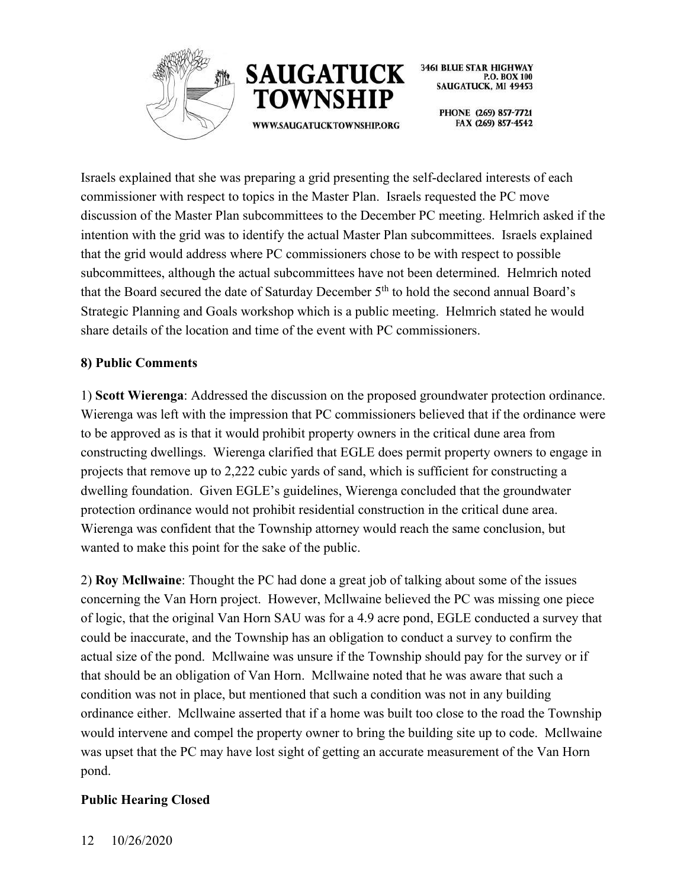Israels explained that she was preparing a grid presenting the self-declared interests of each commissioner with respect to topics in the Master Plan. Israels requested the PC move discussion of the Master Plan subcommittees to the December PC meeting. Helmrich asked if the intention with the grid was to identify the actual Master Plan subcommittees. Israels explained that the grid would address where PC commissioners chose to be with respect to possible subcommittees, although the actual subcommittees have not been determined. Helmrich noted that the Board secured the date of Saturday December 5th to hold the second annual Board's Strategic Planning and Goals workshop which is a public meeting. Helmrich stated he would share details of the location and time of the event with PC commissioners.

**8) Public Comments**

1) **Scott Wierenga**: Addressed the discussion on the proposed groundwater protection ordinance. Wierenga was left with the impression that PC commissioners believed that if the ordinance were to be approved as is that it would prohibit property owners in the critical dune area from constructing dwellings. Wierenga clarified that EGLE does permit property owners to engage in projects that remove up to 2,222 cubic yards of sand, which is sufficient for constructing a dwelling foundation. Given EGLE's guidelines, Wierenga concluded that the groundwater protection ordinance would not prohibit residential construction in the critical dune area. Wierenga was confident that the Township attorney would reach the same conclusion, but wanted to make this point for the sake of the public.

2) **Roy Mcllwaine**: Thought the PC had done a great job of talking about some of the issues concerning the Van Horn project. However, Mcllwaine believed the PC was missing one piece of logic, that the original Van Horn SAU was for a 4.9 acre pond, EGLE conducted a survey that could be inaccurate, and the Township has an obligation to conduct a survey to confirm the actual size of the pond. Mcllwaine was unsure if the Township should pay for the survey or if that should be an obligation of Van Horn. Mcllwaine noted that he was aware that such a condition was not in place, but mentioned that such a condition was not in any building ordinance either. Mcllwaine asserted that if a home was built too close to the road the Township would intervene and compel the property owner to bring the building site up to code. Mcllwaine was upset that the PC may have lost sight of getting an accurate measurement of the Van Horn pond.

**Public Hearing Closed**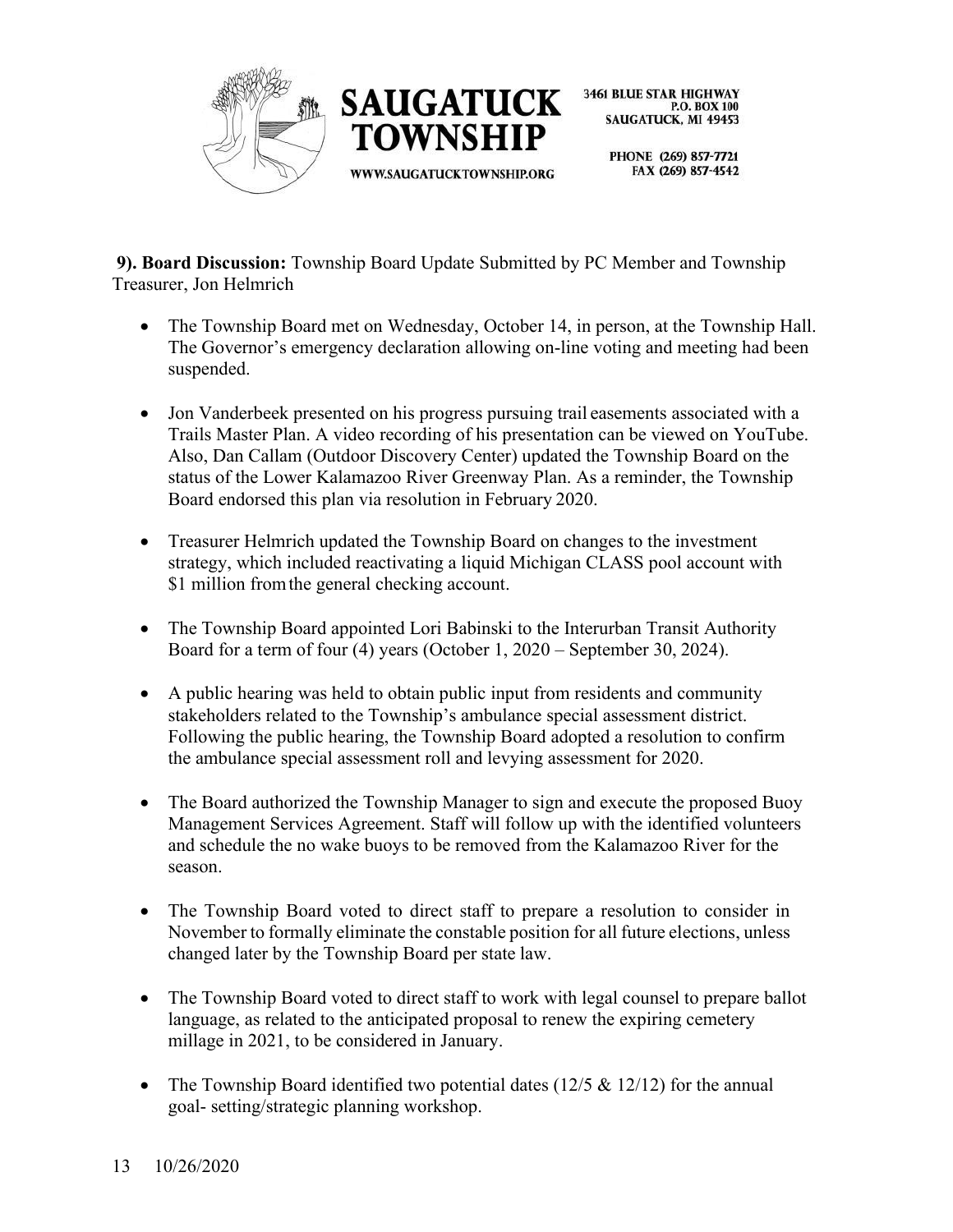**9). Board Discussion:** Township Board Update Submitted by PC Member and Township Treasurer, Jon Helmrich

- The Township Board met on Wednesday, October 14, in person, at the Township Hall. The Governor's emergency declaration allowing on-line voting and meeting had been suspended.
- Jon Vanderbeek presented on his progress pursuing trail easements associated with a Trails Master Plan. A video recording of his presentation can be viewed on YouTube. Also, Dan Callam (Outdoor Discovery Center) updated the Township Board on the status of the Lower Kalamazoo River Greenway Plan. As a reminder, the Township Board endorsed this plan via resolution in February 2020.
- Treasurer Helmrich updated the Township Board on changes to the investment strategy, which included reactivating a liquid Michigan CLASS pool account with \$1 million from the general checking account.
- The Township Board appointed Lori Babinski to the Interurban Transit Authority Board for a term of four (4) years (October 1, 2020 – September 30, 2024).
- A public hearing was held to obtain public input from residents and community stakeholders related to the Township's ambulance special assessment district. Following the public hearing, the Township Board adopted a resolution to confirm the ambulance special assessment roll and levying assessment for 2020.
- The Board authorized the Township Manager to sign and execute the proposed Buoy Management Services Agreement. Staff will follow up with the identified volunteers and schedule the no wake buoys to be removed from the Kalamazoo River for the season.
- The Township Board voted to direct staff to prepare a resolution to consider in November to formally eliminate the constable position for all future elections, unless changed later by the Township Board per state law.
- The Township Board voted to direct staff to work with legal counsel to prepare ballot language, as related to the anticipated proposal to renew the expiring cemetery millage in 2021, to be considered in January.
- The Township Board identified two potential dates (12/5 & 12/12) for the annual goal- setting/strategic planning workshop.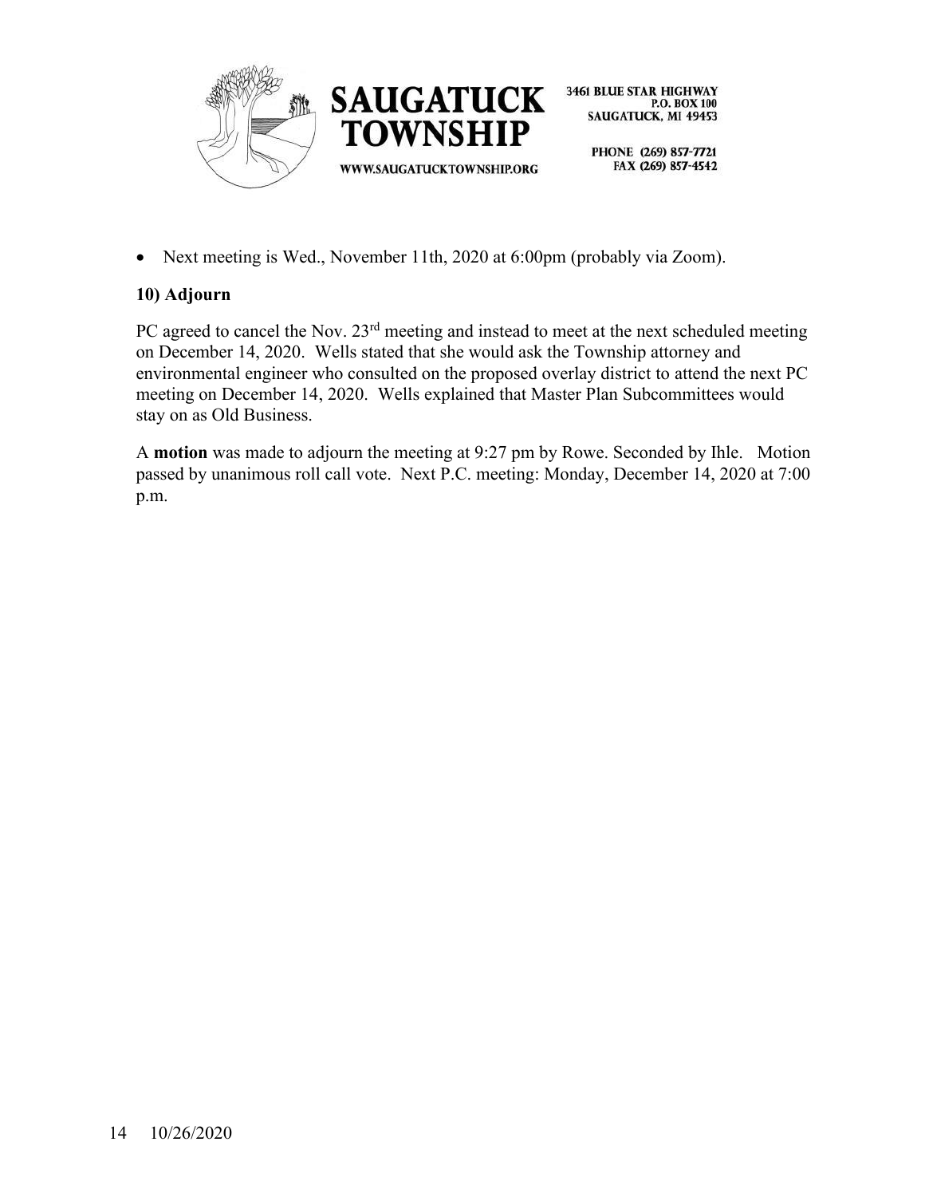- Next meeting is Wed., November 11th, 2020 at 6:00pm (probably via Zoom).

### 10) Adjourn

PC agreed to cancel the Nov. 23rd meeting and instead to meet at the next scheduled meeting on December 14, 2020. Wells stated that she would ask the Township attorney and environmental engineer who consulted on the proposed overlay district to attend the next PC meeting on December 14, 2020. Wells explained that Master Plan Subcommittees would stay on as Old Business.

A **motion** was made to adjourn the meeting at 9:27 pm by Rowe. Seconded by Ihle. Motion passed by unanimous roll call vote. Next P.C. meeting: Monday, December 14, 2020 at 7:00 p.m.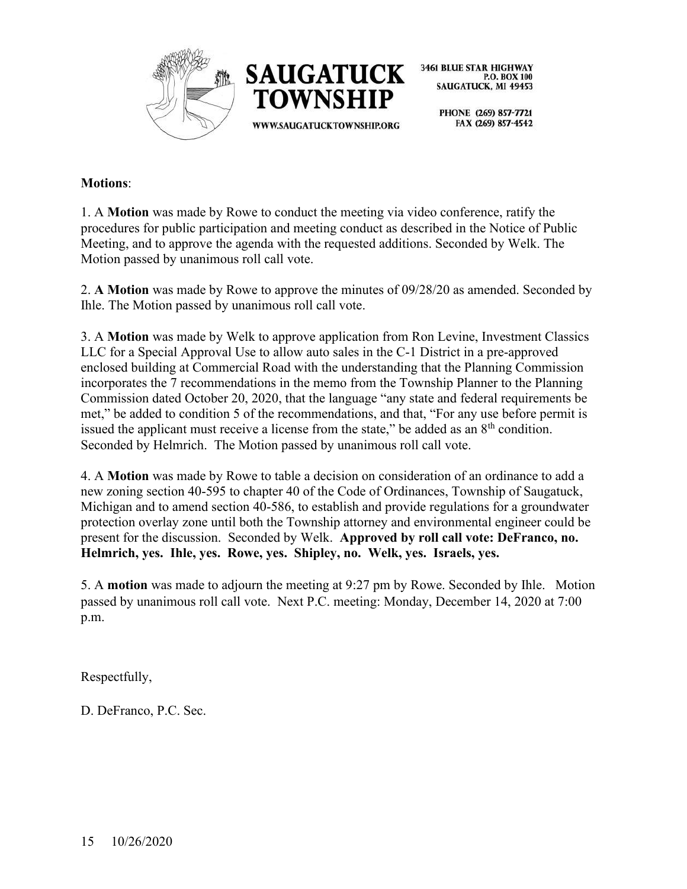**Motions**:

1. A **Motion** was made by Rowe to conduct the meeting via video conference, ratify the procedures for public participation and meeting conduct as described in the Notice of Public Meeting, and to approve the agenda with the requested additions. Seconded by Welk. The Motion passed by unanimous roll call vote.

2. **A Motion** was made by Rowe to approve the minutes of 09/28/20 as amended. Seconded by Ihle. The Motion passed by unanimous roll call vote.

3. A **Motion** was made by Welk to approve application from Ron Levine, Investment Classics LLC for a Special Approval Use to allow auto sales in the C-1 District in a pre-approved enclosed building at Commercial Road with the understanding that the Planning Commission incorporates the 7 recommendations in the memo from the Township Planner to the Planning Commission dated October 20, 2020, that the language "any state and federal requirements be met," be added to condition 5 of the recommendations, and that, "For any use before permit is issued the applicant must receive a license from the state," be added as an 8th condition. Seconded by Helmrich. The Motion passed by unanimous roll call vote.

4. A **Motion** was made by Rowe to table a decision on consideration of an ordinance to add a new zoning section 40-595 to chapter 40 of the Code of Ordinances, Township of Saugatuck, Michigan and to amend section 40-586, to establish and provide regulations for a groundwater protection overlay zone until both the Township attorney and environmental engineer could be present for the discussion. Seconded by Welk. **Approved by roll call vote: DeFranco, no. Helmrich, yes. Ihle, yes. Rowe, yes. Shipley, no. Welk, yes. Israels, yes.**

5. A **motion** was made to adjourn the meeting at 9:27 pm by Rowe. Seconded by Ihle. Motion passed by unanimous roll call vote. Next P.C. meeting: Monday, December 14, 2020 at 7:00 p.m.

Respectfully,

D. DeFranco, P.C. Sec.